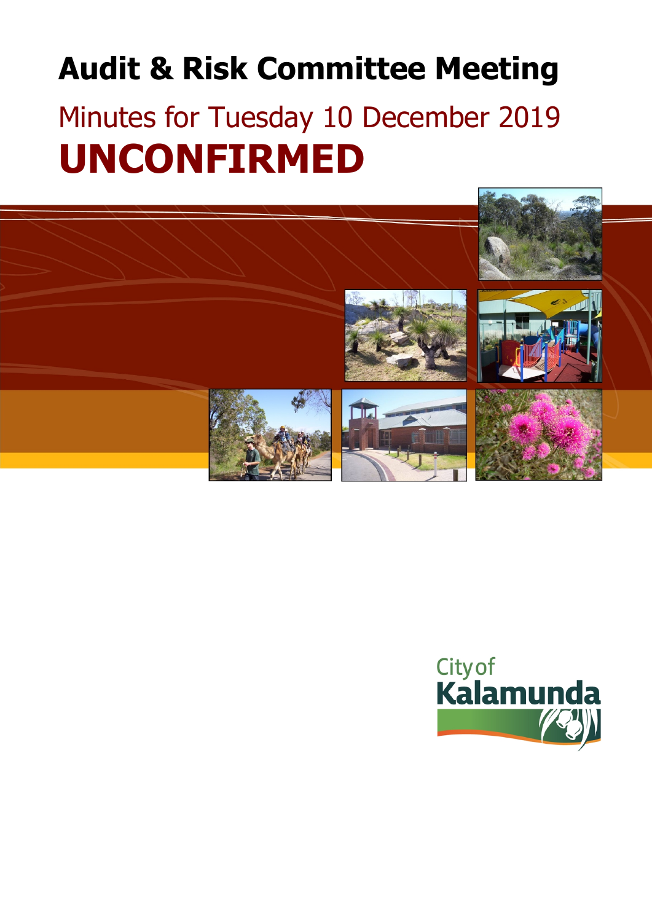# Audit & Risk Committee Meeting

## Minutes for Tuesday 10 December 2019

# UNCONFIRMED

City of Kalamunda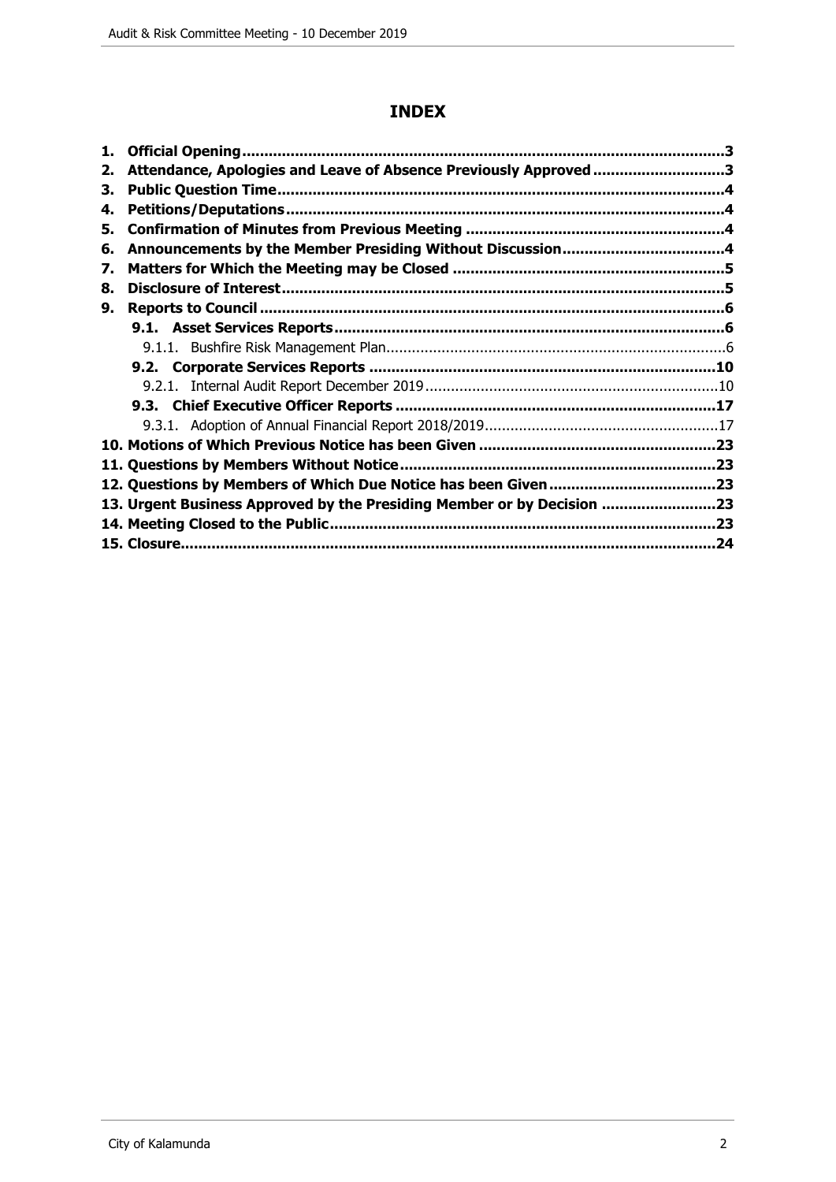# INDEX

1. **Official Opening** .......... **3**
2. **Attendance, Apologies and Leave of Absence Previously Approved** .......... **3**
3. **Public Question Time** .......... **4**
4. **Petitions/Deputations** .......... **4**
5. **Confirmation of Minutes from Previous Meeting** .......... **4**
6. **Announcements by the Member Presiding Without Discussion** .......... **4**
7. **Matters for Which the Meeting may be Closed** .......... **5**
8. **Disclosure of Interest** .......... **5**
9. **Reports to Council** .......... **6**
   - **9.1. Asset Services Reports** .......... **6**
     - 9.1.1. Bushfire Risk Management Plan .......... 6
   - **9.2. Corporate Services Reports** .......... **10**
     - 9.2.1. Internal Audit Report December 2019 .......... 10
   - **9.3. Chief Executive Officer Reports** .......... **17**
     - 9.3.1. Adoption of Annual Financial Report 2018/2019 .......... 17
10. **Motions of Which Previous Notice has been Given** .......... **23**
11. **Questions by Members Without Notice** .......... **23**
12. **Questions by Members of Which Due Notice has been Given** .......... **23**
13. **Urgent Business Approved by the Presiding Member or by Decision** .......... **23**
14. **Meeting Closed to the Public** .......... **23**
15. **Closure** .......... **24**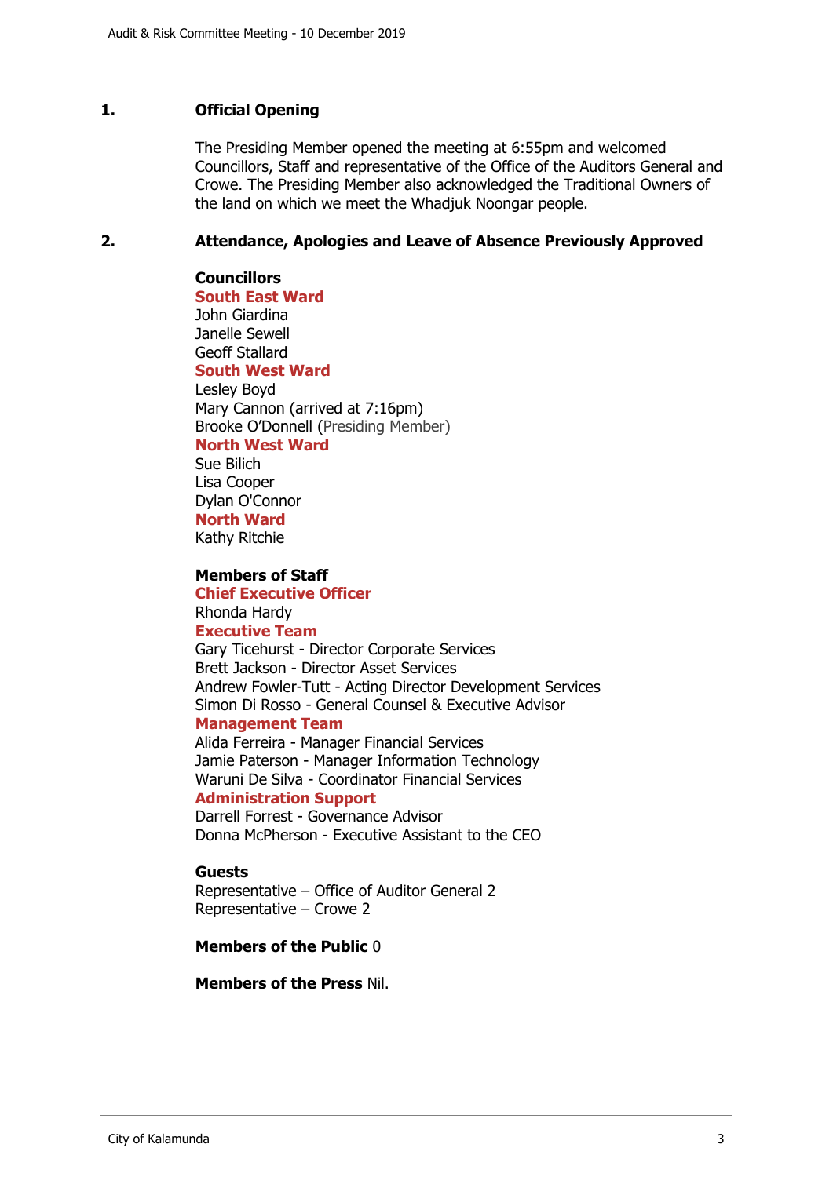## 1. Official Opening

The Presiding Member opened the meeting at 6:55pm and welcomed Councillors, Staff and representative of the Office of the Auditors General and Crowe. The Presiding Member also acknowledged the Traditional Owners of the land on which we meet the Whadjuk Noongar people.

## 2. Attendance, Apologies and Leave of Absence Previously Approved

**Councillors**

**South East Ward**
John Giardina
Janelle Sewell
Geoff Stallard

**South West Ward**
Lesley Boyd
Mary Cannon (arrived at 7:16pm)
Brooke O'Donnell (Presiding Member)

**North West Ward**
Sue Bilich
Lisa Cooper
Dylan O'Connor

**North Ward**
Kathy Ritchie

**Members of Staff**

**Chief Executive Officer**
Rhonda Hardy

**Executive Team**
Gary Ticehurst - Director Corporate Services
Brett Jackson - Director Asset Services
Andrew Fowler-Tutt - Acting Director Development Services
Simon Di Rosso - General Counsel & Executive Advisor

**Management Team**
Alida Ferreira - Manager Financial Services
Jamie Paterson - Manager Information Technology
Waruni De Silva - Coordinator Financial Services

**Administration Support**
Darrell Forrest - Governance Advisor
Donna McPherson - Executive Assistant to the CEO

**Guests**
Representative – Office of Auditor General 2
Representative – Crowe 2

**Members of the Public** 0

**Members of the Press** Nil.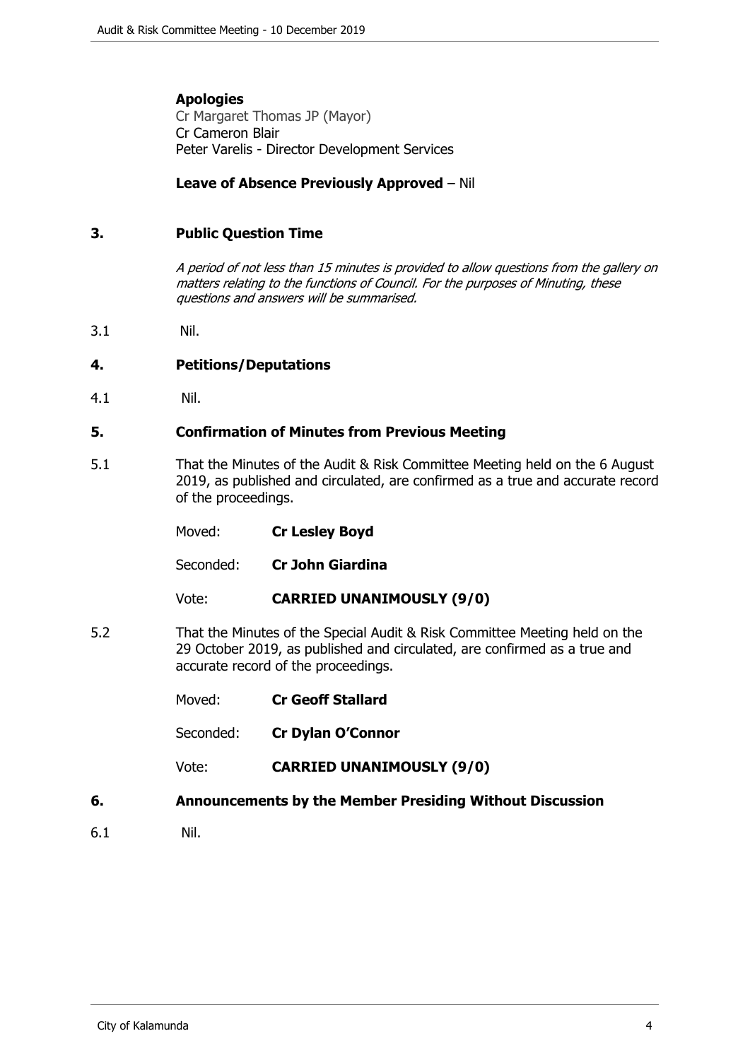**Apologies**

Cr Margaret Thomas JP (Mayor)
Cr Cameron Blair
Peter Varelis - Director Development Services

**Leave of Absence Previously Approved** – Nil

## 3. Public Question Time

*A period of not less than 15 minutes is provided to allow questions from the gallery on matters relating to the functions of Council. For the purposes of Minuting, these questions and answers will be summarised.*

3.1 Nil.

## 4. Petitions/Deputations

4.1 Nil.

## 5. Confirmation of Minutes from Previous Meeting

5.1 That the Minutes of the Audit & Risk Committee Meeting held on the 6 August 2019, as published and circulated, are confirmed as a true and accurate record of the proceedings.

Moved: **Cr Lesley Boyd**

Seconded: **Cr John Giardina**

Vote: **CARRIED UNANIMOUSLY (9/0)**

5.2 That the Minutes of the Special Audit & Risk Committee Meeting held on the 29 October 2019, as published and circulated, are confirmed as a true and accurate record of the proceedings.

Moved: **Cr Geoff Stallard**

Seconded: **Cr Dylan O'Connor**

Vote: **CARRIED UNANIMOUSLY (9/0)**

## 6. Announcements by the Member Presiding Without Discussion

6.1 Nil.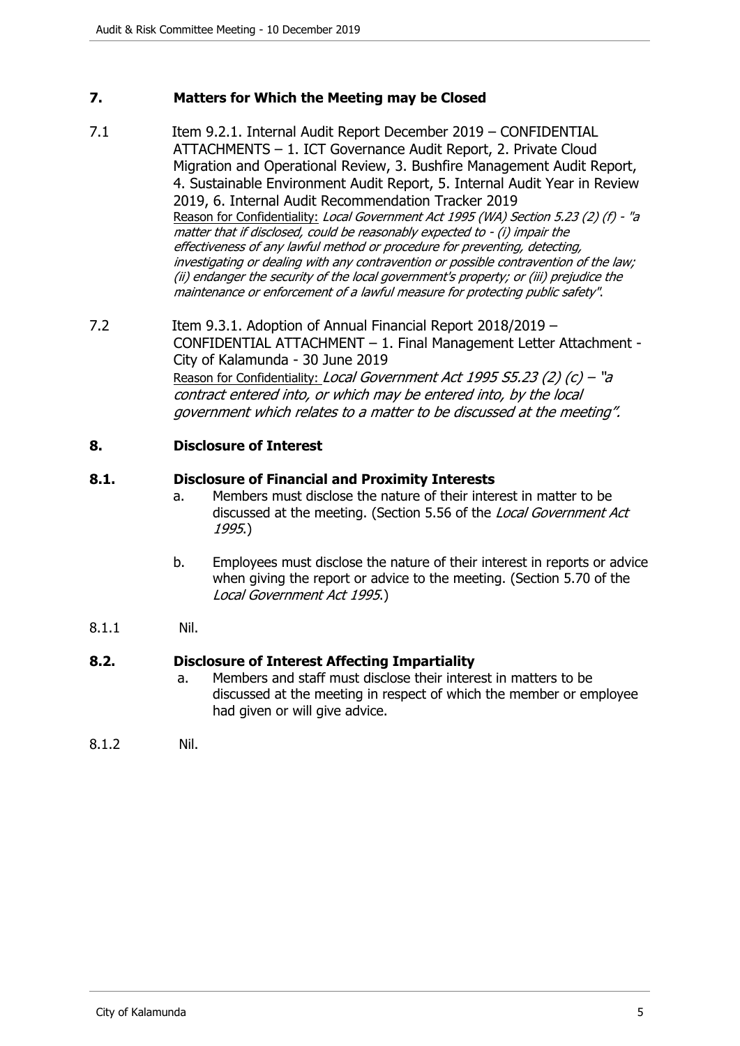## 7. Matters for Which the Meeting may be Closed

7.1 Item 9.2.1. Internal Audit Report December 2019 – CONFIDENTIAL ATTACHMENTS – 1. ICT Governance Audit Report, 2. Private Cloud Migration and Operational Review, 3. Bushfire Management Audit Report, 4. Sustainable Environment Audit Report, 5. Internal Audit Year in Review 2019, 6. Internal Audit Recommendation Tracker 2019

Reason for Confidentiality: *Local Government Act 1995 (WA) Section 5.23 (2) (f) - "a matter that if disclosed, could be reasonably expected to - (i) impair the effectiveness of any lawful method or procedure for preventing, detecting, investigating or dealing with any contravention or possible contravention of the law; (ii) endanger the security of the local government's property; or (iii) prejudice the maintenance or enforcement of a lawful measure for protecting public safety"*.

7.2 Item 9.3.1. Adoption of Annual Financial Report 2018/2019 – CONFIDENTIAL ATTACHMENT – 1. Final Management Letter Attachment - City of Kalamunda - 30 June 2019

Reason for Confidentiality: *Local Government Act 1995 S5.23 (2) (c) – "a contract entered into, or which may be entered into, by the local government which relates to a matter to be discussed at the meeting".*

## 8. Disclosure of Interest

### 8.1. Disclosure of Financial and Proximity Interests

a. Members must disclose the nature of their interest in matter to be discussed at the meeting. (Section 5.56 of the *Local Government Act 1995*.)

b. Employees must disclose the nature of their interest in reports or advice when giving the report or advice to the meeting. (Section 5.70 of the *Local Government Act 1995*.)

8.1.1 Nil.

### 8.2. Disclosure of Interest Affecting Impartiality

a. Members and staff must disclose their interest in matters to be discussed at the meeting in respect of which the member or employee had given or will give advice.

8.1.2 Nil.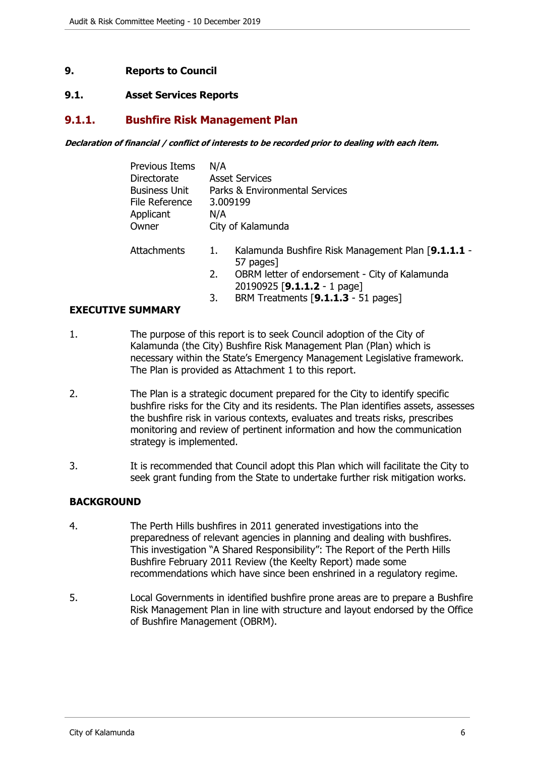# 9. Reports to Council

## 9.1. Asset Services Reports

### 9.1.1. Bushfire Risk Management Plan

***Declaration of financial / conflict of interests to be recorded prior to dealing with each item.***

| | |
|---|---|
| Previous Items | N/A |
| Directorate | Asset Services |
| Business Unit | Parks & Environmental Services |
| File Reference | 3.009199 |
| Applicant | N/A |
| Owner | City of Kalamunda |

Attachments
1. Kalamunda Bushfire Risk Management Plan [**9.1.1.1** - 57 pages]
2. OBRM letter of endorsement - City of Kalamunda 20190925 [**9.1.1.2** - 1 page]
3. BRM Treatments [**9.1.1.3** - 51 pages]

**EXECUTIVE SUMMARY**

1. The purpose of this report is to seek Council adoption of the City of Kalamunda (the City) Bushfire Risk Management Plan (Plan) which is necessary within the State's Emergency Management Legislative framework. The Plan is provided as Attachment 1 to this report.

2. The Plan is a strategic document prepared for the City to identify specific bushfire risks for the City and its residents. The Plan identifies assets, assesses the bushfire risk in various contexts, evaluates and treats risks, prescribes monitoring and review of pertinent information and how the communication strategy is implemented.

3. It is recommended that Council adopt this Plan which will facilitate the City to seek grant funding from the State to undertake further risk mitigation works.

**BACKGROUND**

4. The Perth Hills bushfires in 2011 generated investigations into the preparedness of relevant agencies in planning and dealing with bushfires. This investigation "A Shared Responsibility": The Report of the Perth Hills Bushfire February 2011 Review (the Keelty Report) made some recommendations which have since been enshrined in a regulatory regime.

5. Local Governments in identified bushfire prone areas are to prepare a Bushfire Risk Management Plan in line with structure and layout endorsed by the Office of Bushfire Management (OBRM).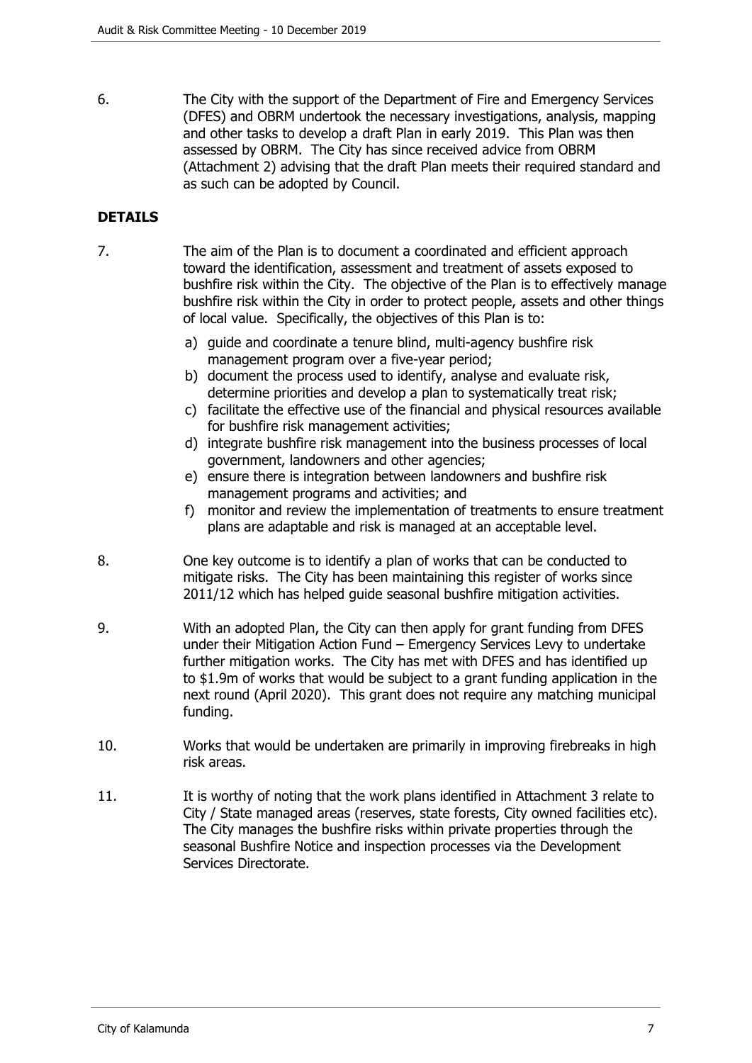6. The City with the support of the Department of Fire and Emergency Services (DFES) and OBRM undertook the necessary investigations, analysis, mapping and other tasks to develop a draft Plan in early 2019. This Plan was then assessed by OBRM. The City has since received advice from OBRM (Attachment 2) advising that the draft Plan meets their required standard and as such can be adopted by Council.

**DETAILS**

7. The aim of the Plan is to document a coordinated and efficient approach toward the identification, assessment and treatment of assets exposed to bushfire risk within the City. The objective of the Plan is to effectively manage bushfire risk within the City in order to protect people, assets and other things of local value. Specifically, the objectives of this Plan is to:

   a) guide and coordinate a tenure blind, multi-agency bushfire risk management program over a five-year period;
   b) document the process used to identify, analyse and evaluate risk, determine priorities and develop a plan to systematically treat risk;
   c) facilitate the effective use of the financial and physical resources available for bushfire risk management activities;
   d) integrate bushfire risk management into the business processes of local government, landowners and other agencies;
   e) ensure there is integration between landowners and bushfire risk management programs and activities; and
   f) monitor and review the implementation of treatments to ensure treatment plans are adaptable and risk is managed at an acceptable level.

8. One key outcome is to identify a plan of works that can be conducted to mitigate risks. The City has been maintaining this register of works since 2011/12 which has helped guide seasonal bushfire mitigation activities.

9. With an adopted Plan, the City can then apply for grant funding from DFES under their Mitigation Action Fund – Emergency Services Levy to undertake further mitigation works. The City has met with DFES and has identified up to $1.9m of works that would be subject to a grant funding application in the next round (April 2020). This grant does not require any matching municipal funding.

10. Works that would be undertaken are primarily in improving firebreaks in high risk areas.

11. It is worthy of noting that the work plans identified in Attachment 3 relate to City / State managed areas (reserves, state forests, City owned facilities etc). The City manages the bushfire risks within private properties through the seasonal Bushfire Notice and inspection processes via the Development Services Directorate.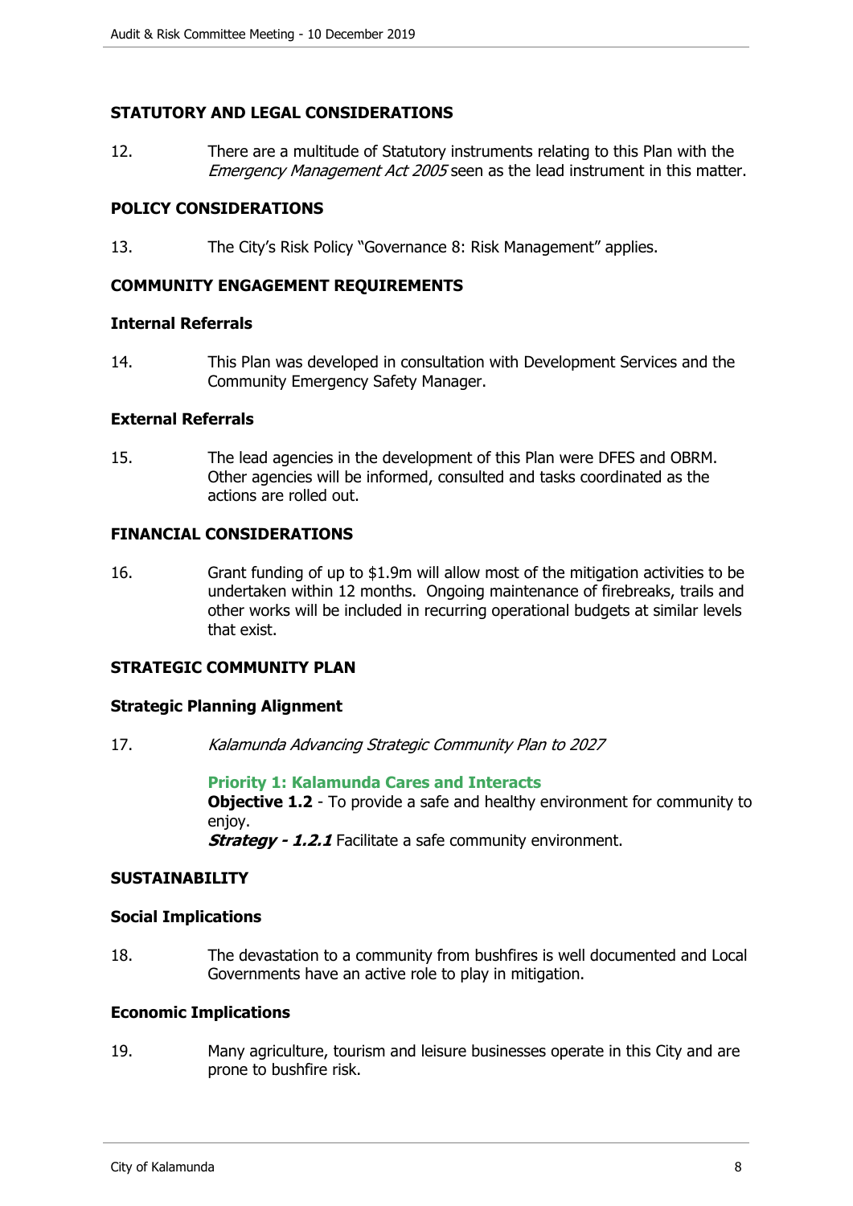## STATUTORY AND LEGAL CONSIDERATIONS

12. There are a multitude of Statutory instruments relating to this Plan with the *Emergency Management Act 2005* seen as the lead instrument in this matter.

## POLICY CONSIDERATIONS

13. The City's Risk Policy "Governance 8: Risk Management" applies.

## COMMUNITY ENGAGEMENT REQUIREMENTS

### Internal Referrals

14. This Plan was developed in consultation with Development Services and the Community Emergency Safety Manager.

### External Referrals

15. The lead agencies in the development of this Plan were DFES and OBRM. Other agencies will be informed, consulted and tasks coordinated as the actions are rolled out.

## FINANCIAL CONSIDERATIONS

16. Grant funding of up to $1.9m will allow most of the mitigation activities to be undertaken within 12 months. Ongoing maintenance of firebreaks, trails and other works will be included in recurring operational budgets at similar levels that exist.

## STRATEGIC COMMUNITY PLAN

### Strategic Planning Alignment

17. *Kalamunda Advancing Strategic Community Plan to 2027*

**Priority 1: Kalamunda Cares and Interacts**
**Objective 1.2** - To provide a safe and healthy environment for community to enjoy.
***Strategy - 1.2.1*** Facilitate a safe community environment.

## SUSTAINABILITY

### Social Implications

18. The devastation to a community from bushfires is well documented and Local Governments have an active role to play in mitigation.

### Economic Implications

19. Many agriculture, tourism and leisure businesses operate in this City and are prone to bushfire risk.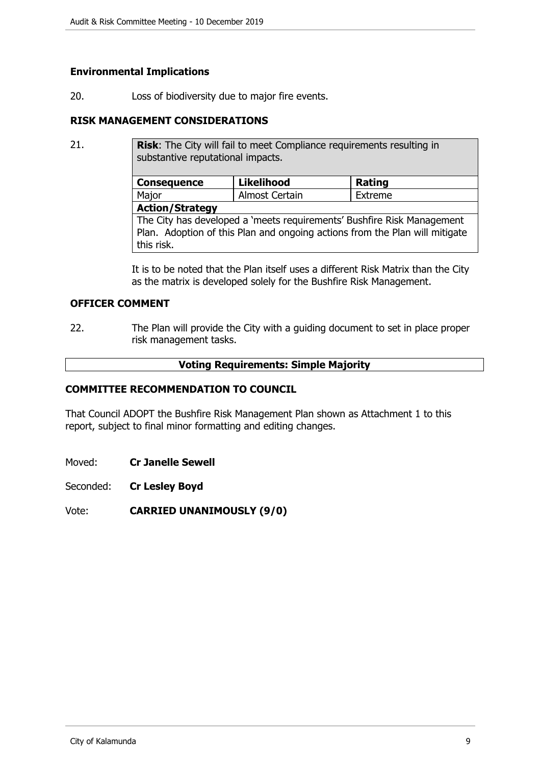### Environmental Implications

20. Loss of biodiversity due to major fire events.

### RISK MANAGEMENT CONSIDERATIONS

21.

| **Risk**: The City will fail to meet Compliance requirements resulting in substantive reputational impacts. | | |
|---|---|---|
| **Consequence** | **Likelihood** | **Rating** |
| Major | Almost Certain | Extreme |
| **Action/Strategy** | | |
| The City has developed a 'meets requirements' Bushfire Risk Management Plan. Adoption of this Plan and ongoing actions from the Plan will mitigate this risk. | | |

It is to be noted that the Plan itself uses a different Risk Matrix than the City as the matrix is developed solely for the Bushfire Risk Management.

### OFFICER COMMENT

22. The Plan will provide the City with a guiding document to set in place proper risk management tasks.

**Voting Requirements: Simple Majority**

### COMMITTEE RECOMMENDATION TO COUNCIL

That Council ADOPT the Bushfire Risk Management Plan shown as Attachment 1 to this report, subject to final minor formatting and editing changes.

Moved: **Cr Janelle Sewell**

Seconded: **Cr Lesley Boyd**

Vote: **CARRIED UNANIMOUSLY (9/0)**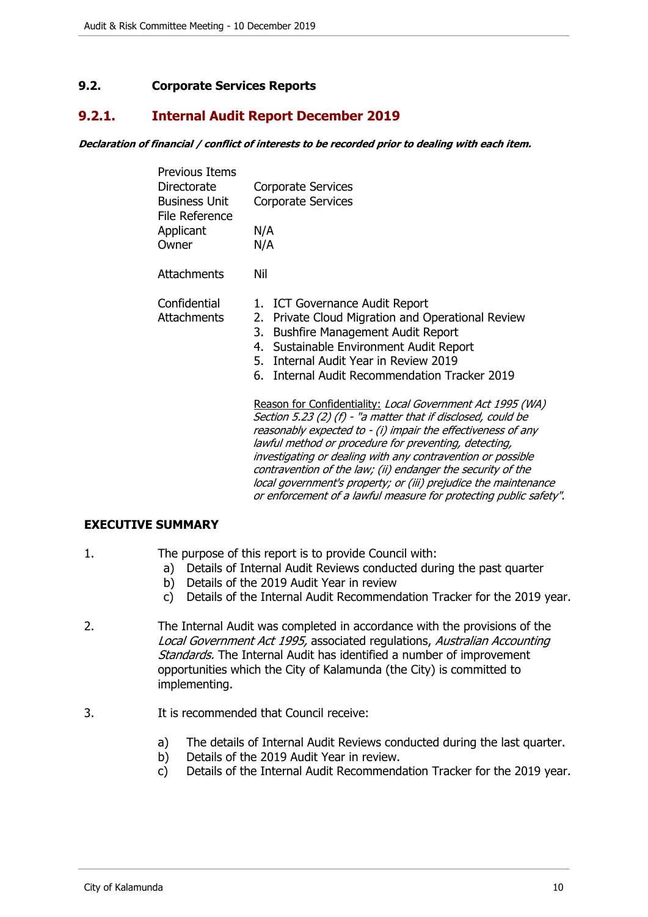## 9.2. Corporate Services Reports

### 9.2.1. Internal Audit Report December 2019

***Declaration of financial / conflict of interests to be recorded prior to dealing with each item.***

| | |
|---|---|
| Previous Items | |
| Directorate | Corporate Services |
| Business Unit | Corporate Services |
| File Reference | |
| Applicant | N/A |
| Owner | N/A |
| Attachments | Nil |
| Confidential Attachments | 1. ICT Governance Audit Report<br>2. Private Cloud Migration and Operational Review<br>3. Bushfire Management Audit Report<br>4. Sustainable Environment Audit Report<br>5. Internal Audit Year in Review 2019<br>6. Internal Audit Recommendation Tracker 2019 |

Reason for Confidentiality: *Local Government Act 1995 (WA) Section 5.23 (2) (f) - "a matter that if disclosed, could be reasonably expected to - (i) impair the effectiveness of any lawful method or procedure for preventing, detecting, investigating or dealing with any contravention or possible contravention of the law; (ii) endanger the security of the local government's property; or (iii) prejudice the maintenance or enforcement of a lawful measure for protecting public safety".*

**EXECUTIVE SUMMARY**

1. The purpose of this report is to provide Council with:
   a) Details of Internal Audit Reviews conducted during the past quarter
   b) Details of the 2019 Audit Year in review
   c) Details of the Internal Audit Recommendation Tracker for the 2019 year.

2. The Internal Audit was completed in accordance with the provisions of the *Local Government Act 1995,* associated regulations, *Australian Accounting Standards.* The Internal Audit has identified a number of improvement opportunities which the City of Kalamunda (the City) is committed to implementing.

3. It is recommended that Council receive:

   a) The details of Internal Audit Reviews conducted during the last quarter.
   b) Details of the 2019 Audit Year in review.
   c) Details of the Internal Audit Recommendation Tracker for the 2019 year.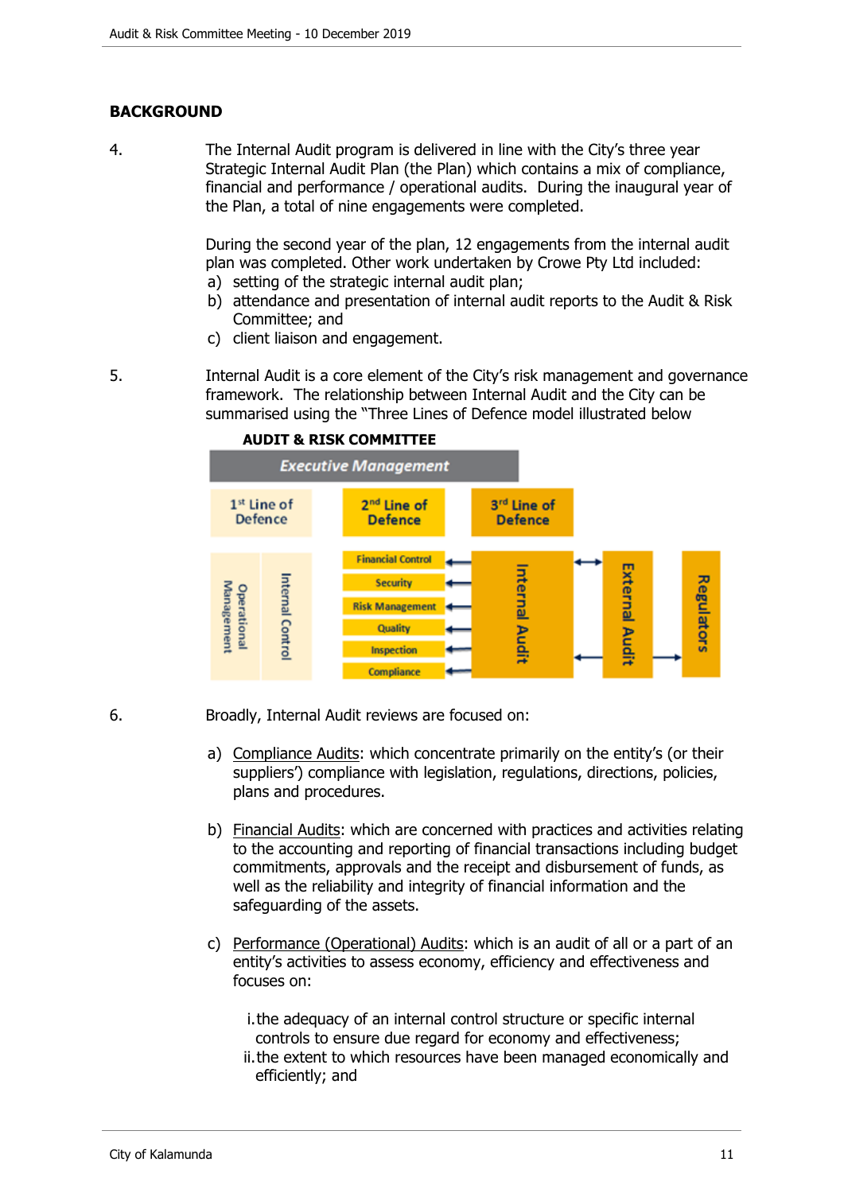## BACKGROUND

4. The Internal Audit program is delivered in line with the City's three year Strategic Internal Audit Plan (the Plan) which contains a mix of compliance, financial and performance / operational audits. During the inaugural year of the Plan, a total of nine engagements were completed.

   During the second year of the plan, 12 engagements from the internal audit plan was completed. Other work undertaken by Crowe Pty Ltd included:

   a) setting of the strategic internal audit plan;
   b) attendance and presentation of internal audit reports to the Audit & Risk Committee; and
   c) client liaison and engagement.

5. Internal Audit is a core element of the City's risk management and governance framework. The relationship between Internal Audit and the City can be summarised using the "Three Lines of Defence model illustrated below

**AUDIT & RISK COMMITTEE**

*Executive Management*

1st Line of Defence

- Operational Management
- Internal Control

2nd Line of Defence

- Financial Control
- Security
- Risk Management
- Quality
- Inspection
- Compliance

3rd Line of Defence

- Internal Audit

External Audit

Regulators

6. Broadly, Internal Audit reviews are focused on:

   a) Compliance Audits: which concentrate primarily on the entity's (or their suppliers') compliance with legislation, regulations, directions, policies, plans and procedures.

   b) Financial Audits: which are concerned with practices and activities relating to the accounting and reporting of financial transactions including budget commitments, approvals and the receipt and disbursement of funds, as well as the reliability and integrity of financial information and the safeguarding of the assets.

   c) Performance (Operational) Audits: which is an audit of all or a part of an entity's activities to assess economy, efficiency and effectiveness and focuses on:

      i. the adequacy of an internal control structure or specific internal controls to ensure due regard for economy and effectiveness;
      ii. the extent to which resources have been managed economically and efficiently; and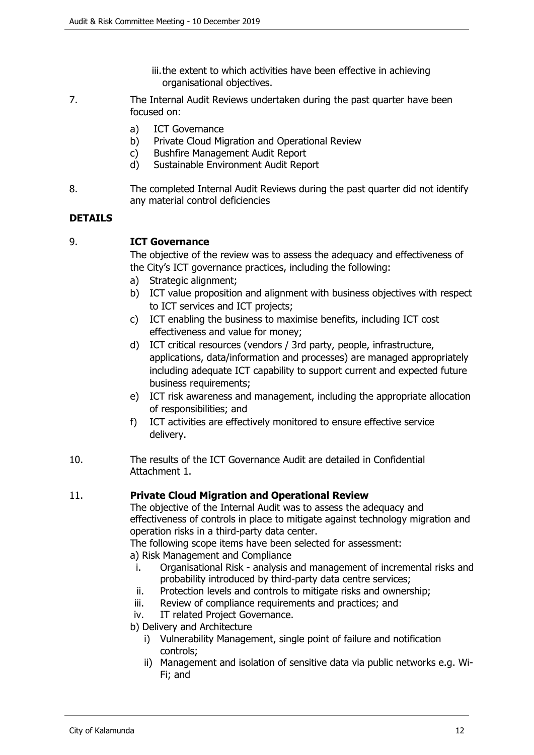iii. the extent to which activities have been effective in achieving organisational objectives.

7. The Internal Audit Reviews undertaken during the past quarter have been focused on:

   a) ICT Governance
   b) Private Cloud Migration and Operational Review
   c) Bushfire Management Audit Report
   d) Sustainable Environment Audit Report

8. The completed Internal Audit Reviews during the past quarter did not identify any material control deficiencies

## DETAILS

9. **ICT Governance**

   The objective of the review was to assess the adequacy and effectiveness of the City's ICT governance practices, including the following:

   a) Strategic alignment;
   b) ICT value proposition and alignment with business objectives with respect to ICT services and ICT projects;
   c) ICT enabling the business to maximise benefits, including ICT cost effectiveness and value for money;
   d) ICT critical resources (vendors / 3rd party, people, infrastructure, applications, data/information and processes) are managed appropriately including adequate ICT capability to support current and expected future business requirements;
   e) ICT risk awareness and management, including the appropriate allocation of responsibilities; and
   f) ICT activities are effectively monitored to ensure effective service delivery.

10. The results of the ICT Governance Audit are detailed in Confidential Attachment 1.

11. **Private Cloud Migration and Operational Review**

   The objective of the Internal Audit was to assess the adequacy and effectiveness of controls in place to mitigate against technology migration and operation risks in a third-party data center.

   The following scope items have been selected for assessment:

   a) Risk Management and Compliance

      i. Organisational Risk - analysis and management of incremental risks and probability introduced by third-party data centre services;
      ii. Protection levels and controls to mitigate risks and ownership;
      iii. Review of compliance requirements and practices; and
      iv. IT related Project Governance.

   b) Delivery and Architecture

      i) Vulnerability Management, single point of failure and notification controls;
      ii) Management and isolation of sensitive data via public networks e.g. Wi-Fi; and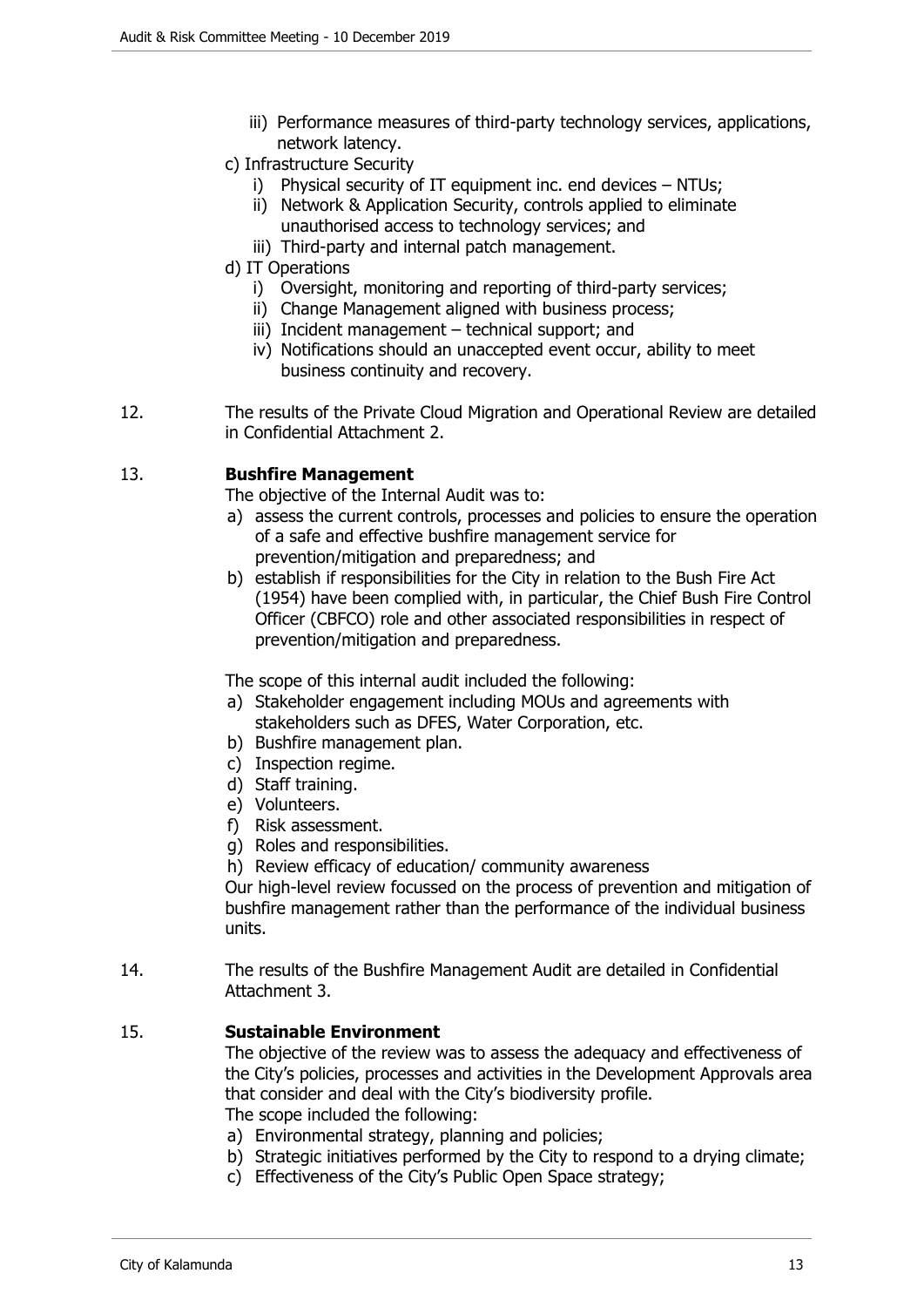iii) Performance measures of third-party technology services, applications, network latency.

c) Infrastructure Security
   i) Physical security of IT equipment inc. end devices – NTUs;
   ii) Network & Application Security, controls applied to eliminate unauthorised access to technology services; and
   iii) Third-party and internal patch management.

d) IT Operations
   i) Oversight, monitoring and reporting of third-party services;
   ii) Change Management aligned with business process;
   iii) Incident management – technical support; and
   iv) Notifications should an unaccepted event occur, ability to meet business continuity and recovery.

12. The results of the Private Cloud Migration and Operational Review are detailed in Confidential Attachment 2.

13. **Bushfire Management**

The objective of the Internal Audit was to:

a) assess the current controls, processes and policies to ensure the operation of a safe and effective bushfire management service for prevention/mitigation and preparedness; and
b) establish if responsibilities for the City in relation to the Bush Fire Act (1954) have been complied with, in particular, the Chief Bush Fire Control Officer (CBFCO) role and other associated responsibilities in respect of prevention/mitigation and preparedness.

The scope of this internal audit included the following:

a) Stakeholder engagement including MOUs and agreements with stakeholders such as DFES, Water Corporation, etc.
b) Bushfire management plan.
c) Inspection regime.
d) Staff training.
e) Volunteers.
f) Risk assessment.
g) Roles and responsibilities.
h) Review efficacy of education/ community awareness

Our high-level review focussed on the process of prevention and mitigation of bushfire management rather than the performance of the individual business units.

14. The results of the Bushfire Management Audit are detailed in Confidential Attachment 3.

15. **Sustainable Environment**

The objective of the review was to assess the adequacy and effectiveness of the City's policies, processes and activities in the Development Approvals area that consider and deal with the City's biodiversity profile.

The scope included the following:

a) Environmental strategy, planning and policies;
b) Strategic initiatives performed by the City to respond to a drying climate;
c) Effectiveness of the City's Public Open Space strategy;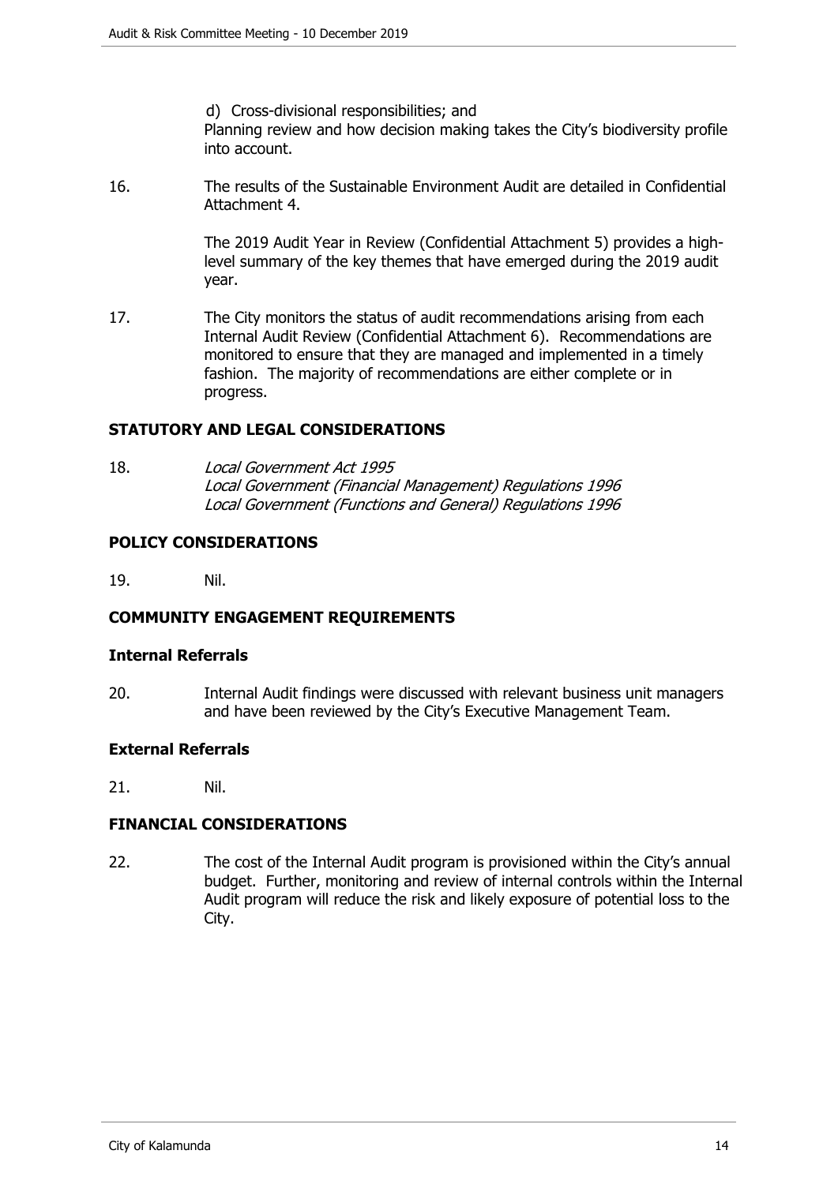d) Cross-divisional responsibilities; and
Planning review and how decision making takes the City's biodiversity profile into account.

16. The results of the Sustainable Environment Audit are detailed in Confidential Attachment 4.

    The 2019 Audit Year in Review (Confidential Attachment 5) provides a high-level summary of the key themes that have emerged during the 2019 audit year.

17. The City monitors the status of audit recommendations arising from each Internal Audit Review (Confidential Attachment 6). Recommendations are monitored to ensure that they are managed and implemented in a timely fashion. The majority of recommendations are either complete or in progress.

## STATUTORY AND LEGAL CONSIDERATIONS

18. *Local Government Act 1995*
    *Local Government (Financial Management) Regulations 1996*
    *Local Government (Functions and General) Regulations 1996*

## POLICY CONSIDERATIONS

19. Nil.

## COMMUNITY ENGAGEMENT REQUIREMENTS

### Internal Referrals

20. Internal Audit findings were discussed with relevant business unit managers and have been reviewed by the City's Executive Management Team.

### External Referrals

21. Nil.

## FINANCIAL CONSIDERATIONS

22. The cost of the Internal Audit program is provisioned within the City's annual budget. Further, monitoring and review of internal controls within the Internal Audit program will reduce the risk and likely exposure of potential loss to the City.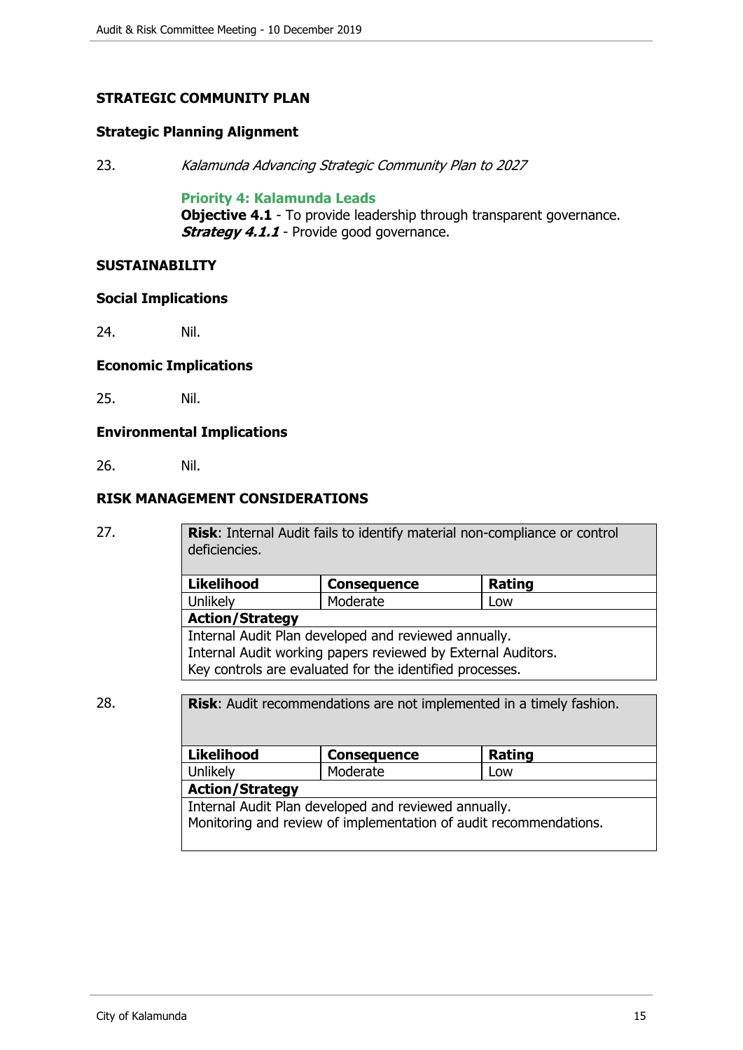## STRATEGIC COMMUNITY PLAN

### Strategic Planning Alignment

23. *Kalamunda Advancing Strategic Community Plan to 2027*

    **Priority 4: Kalamunda Leads**
    **Objective 4.1** - To provide leadership through transparent governance.
    ***Strategy 4.1.1*** - Provide good governance.

## SUSTAINABILITY

### Social Implications

24. Nil.

### Economic Implications

25. Nil.

### Environmental Implications

26. Nil.

## RISK MANAGEMENT CONSIDERATIONS

27.

| **Risk**: Internal Audit fails to identify material non-compliance or control deficiencies. | | |
|---|---|---|
| **Likelihood** | **Consequence** | **Rating** |
| Unlikely | Moderate | Low |
| **Action/Strategy** | | |
| Internal Audit Plan developed and reviewed annually.<br>Internal Audit working papers reviewed by External Auditors.<br>Key controls are evaluated for the identified processes. | | |

28.

| **Risk**: Audit recommendations are not implemented in a timely fashion. | | |
|---|---|---|
| **Likelihood** | **Consequence** | **Rating** |
| Unlikely | Moderate | Low |
| **Action/Strategy** | | |
| Internal Audit Plan developed and reviewed annually.<br>Monitoring and review of implementation of audit recommendations. | | |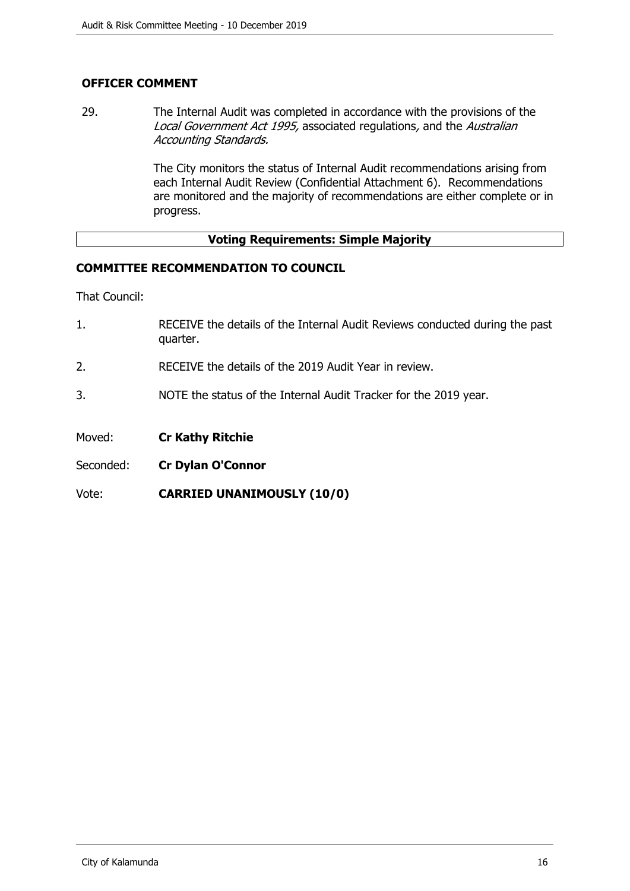## OFFICER COMMENT

29. The Internal Audit was completed in accordance with the provisions of the *Local Government Act 1995*, associated regulations, and the *Australian Accounting Standards.*

    The City monitors the status of Internal Audit recommendations arising from each Internal Audit Review (Confidential Attachment 6). Recommendations are monitored and the majority of recommendations are either complete or in progress.

| **Voting Requirements: Simple Majority** |
| --- |

## COMMITTEE RECOMMENDATION TO COUNCIL

That Council:

1. RECEIVE the details of the Internal Audit Reviews conducted during the past quarter.
2. RECEIVE the details of the 2019 Audit Year in review.
3. NOTE the status of the Internal Audit Tracker for the 2019 year.

Moved: **Cr Kathy Ritchie**

Seconded: **Cr Dylan O'Connor**

Vote: **CARRIED UNANIMOUSLY (10/0)**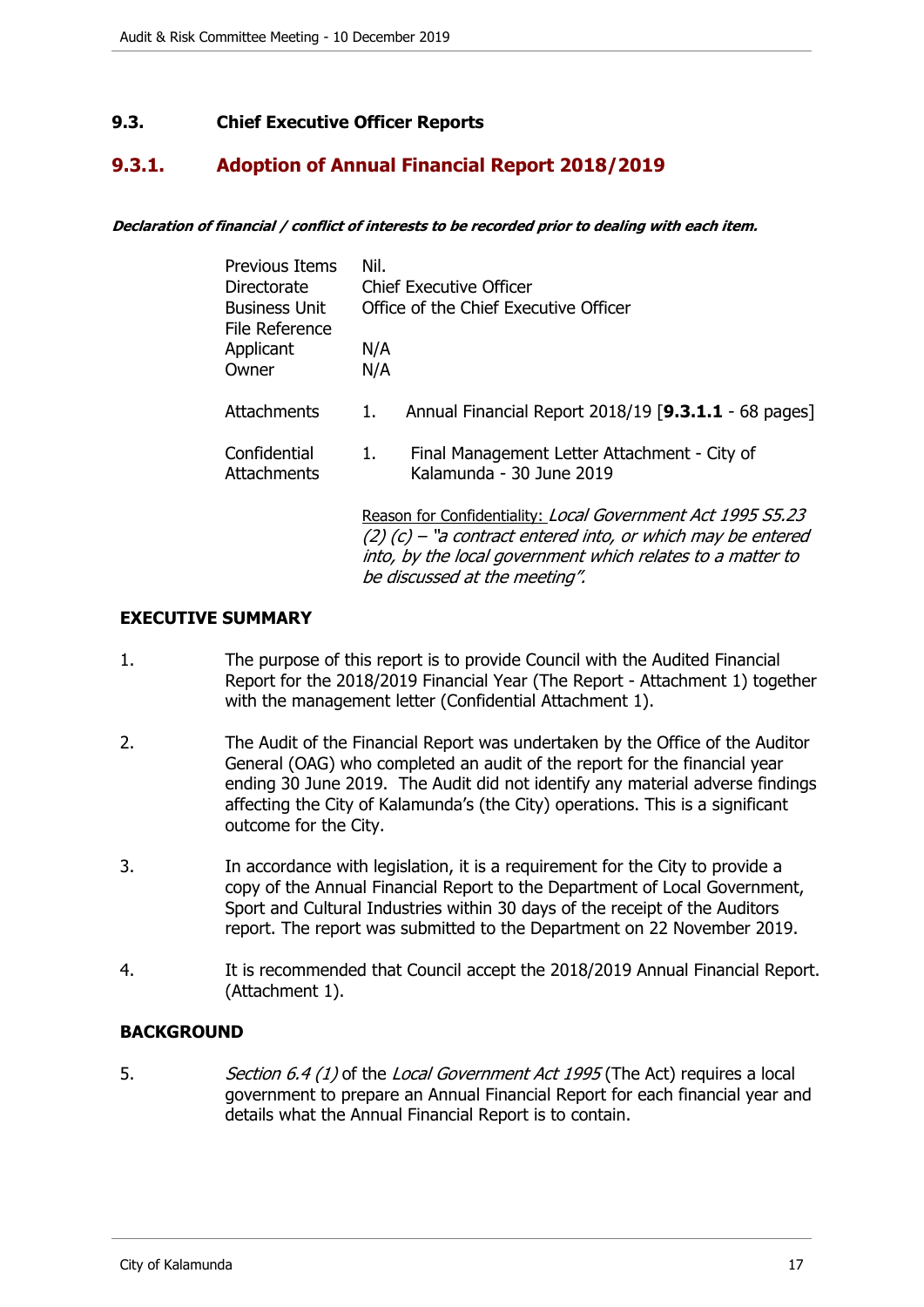## 9.3. Chief Executive Officer Reports

### 9.3.1. Adoption of Annual Financial Report 2018/2019

***Declaration of financial / conflict of interests to be recorded prior to dealing with each item.***

| | |
|---|---|
| Previous Items | Nil. |
| Directorate | Chief Executive Officer |
| Business Unit | Office of the Chief Executive Officer |
| File Reference | |
| Applicant | N/A |
| Owner | N/A |
| Attachments | 1. Annual Financial Report 2018/19 [**9.3.1.1** - 68 pages] |
| Confidential Attachments | 1. Final Management Letter Attachment - City of Kalamunda - 30 June 2019 |

Reason for Confidentiality: *Local Government Act 1995 S5.23 (2) (c) – "a contract entered into, or which may be entered into, by the local government which relates to a matter to be discussed at the meeting".*

**EXECUTIVE SUMMARY**

1. The purpose of this report is to provide Council with the Audited Financial Report for the 2018/2019 Financial Year (The Report - Attachment 1) together with the management letter (Confidential Attachment 1).

2. The Audit of the Financial Report was undertaken by the Office of the Auditor General (OAG) who completed an audit of the report for the financial year ending 30 June 2019. The Audit did not identify any material adverse findings affecting the City of Kalamunda's (the City) operations. This is a significant outcome for the City.

3. In accordance with legislation, it is a requirement for the City to provide a copy of the Annual Financial Report to the Department of Local Government, Sport and Cultural Industries within 30 days of the receipt of the Auditors report. The report was submitted to the Department on 22 November 2019.

4. It is recommended that Council accept the 2018/2019 Annual Financial Report. (Attachment 1).

**BACKGROUND**

5. *Section 6.4 (1)* of the *Local Government Act 1995* (The Act) requires a local government to prepare an Annual Financial Report for each financial year and details what the Annual Financial Report is to contain.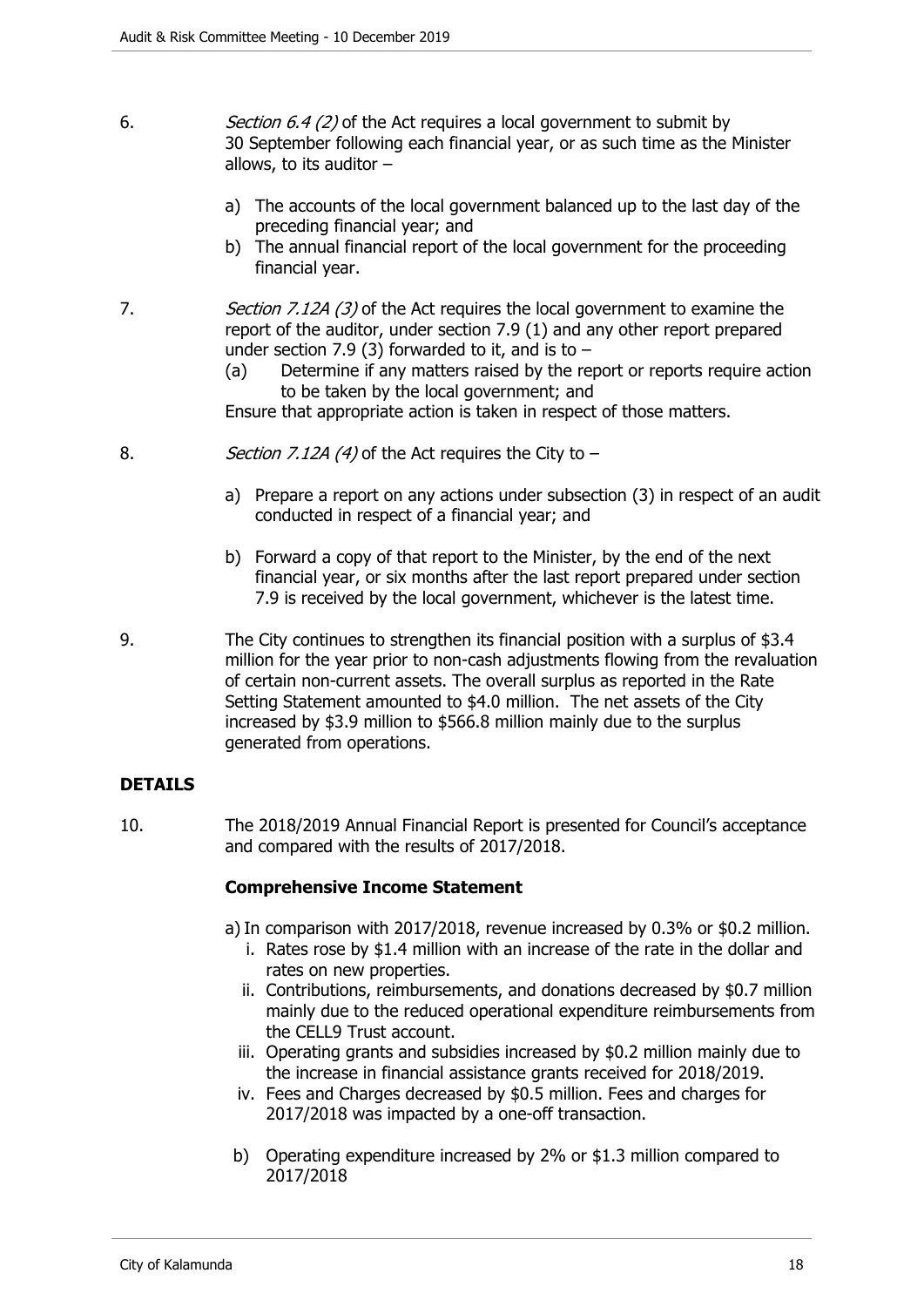6. *Section 6.4 (2)* of the Act requires a local government to submit by 30 September following each financial year, or as such time as the Minister allows, to its auditor –

   a) The accounts of the local government balanced up to the last day of the preceding financial year; and
   b) The annual financial report of the local government for the proceeding financial year.

7. *Section 7.12A (3)* of the Act requires the local government to examine the report of the auditor, under section 7.9 (1) and any other report prepared under section 7.9 (3) forwarded to it, and is to –

   (a) Determine if any matters raised by the report or reports require action to be taken by the local government; and

   Ensure that appropriate action is taken in respect of those matters.

8. *Section 7.12A (4)* of the Act requires the City to –

   a) Prepare a report on any actions under subsection (3) in respect of an audit conducted in respect of a financial year; and

   b) Forward a copy of that report to the Minister, by the end of the next financial year, or six months after the last report prepared under section 7.9 is received by the local government, whichever is the latest time.

9. The City continues to strengthen its financial position with a surplus of $3.4 million for the year prior to non-cash adjustments flowing from the revaluation of certain non-current assets. The overall surplus as reported in the Rate Setting Statement amounted to $4.0 million. The net assets of the City increased by $3.9 million to $566.8 million mainly due to the surplus generated from operations.

## DETAILS

10. The 2018/2019 Annual Financial Report is presented for Council's acceptance and compared with the results of 2017/2018.

    **Comprehensive Income Statement**

    a) In comparison with 2017/2018, revenue increased by 0.3% or $0.2 million.
       i. Rates rose by $1.4 million with an increase of the rate in the dollar and rates on new properties.
       ii. Contributions, reimbursements, and donations decreased by $0.7 million mainly due to the reduced operational expenditure reimbursements from the CELL9 Trust account.
       iii. Operating grants and subsidies increased by $0.2 million mainly due to the increase in financial assistance grants received for 2018/2019.
       iv. Fees and Charges decreased by $0.5 million. Fees and charges for 2017/2018 was impacted by a one-off transaction.

    b) Operating expenditure increased by 2% or $1.3 million compared to 2017/2018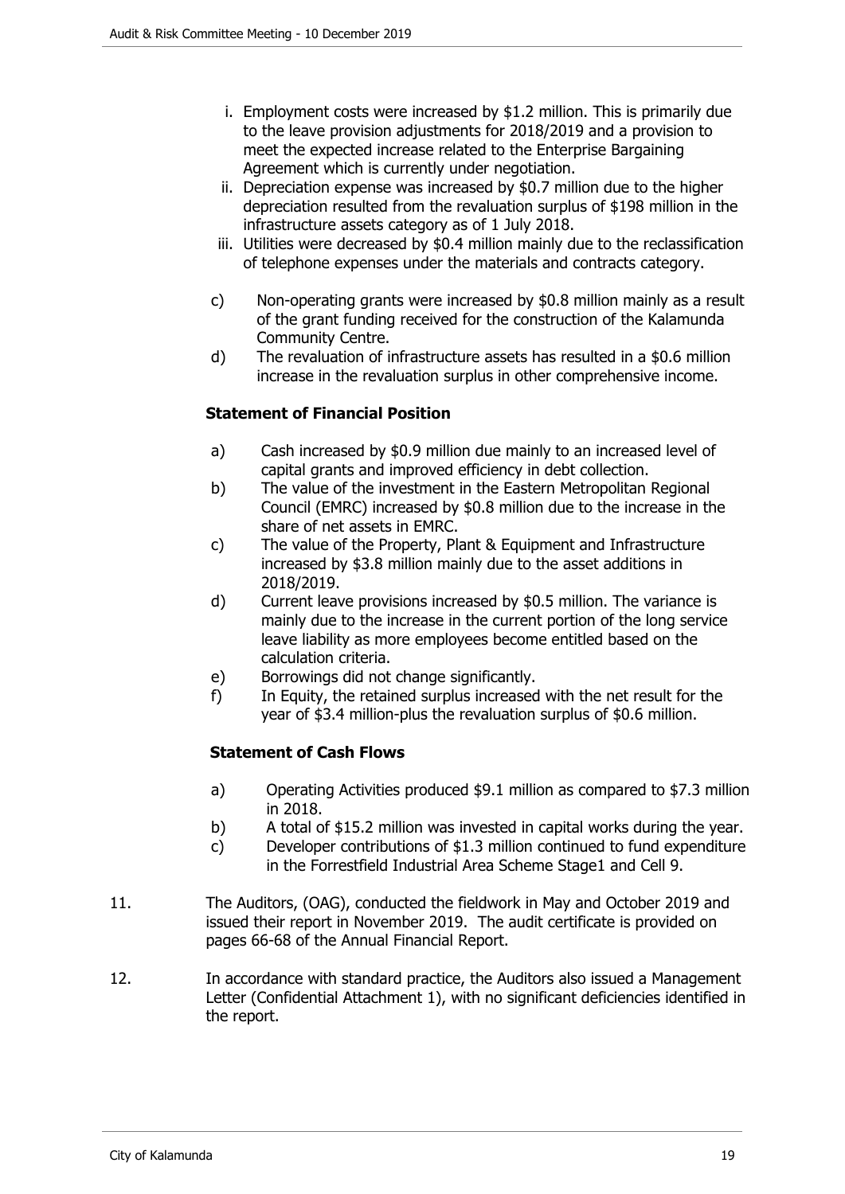i. Employment costs were increased by $1.2 million. This is primarily due to the leave provision adjustments for 2018/2019 and a provision to meet the expected increase related to the Enterprise Bargaining Agreement which is currently under negotiation.

ii. Depreciation expense was increased by $0.7 million due to the higher depreciation resulted from the revaluation surplus of $198 million in the infrastructure assets category as of 1 July 2018.

iii. Utilities were decreased by $0.4 million mainly due to the reclassification of telephone expenses under the materials and contracts category.

c) Non-operating grants were increased by $0.8 million mainly as a result of the grant funding received for the construction of the Kalamunda Community Centre.

d) The revaluation of infrastructure assets has resulted in a $0.6 million increase in the revaluation surplus in other comprehensive income.

**Statement of Financial Position**

a) Cash increased by $0.9 million due mainly to an increased level of capital grants and improved efficiency in debt collection.

b) The value of the investment in the Eastern Metropolitan Regional Council (EMRC) increased by $0.8 million due to the increase in the share of net assets in EMRC.

c) The value of the Property, Plant & Equipment and Infrastructure increased by $3.8 million mainly due to the asset additions in 2018/2019.

d) Current leave provisions increased by $0.5 million. The variance is mainly due to the increase in the current portion of the long service leave liability as more employees become entitled based on the calculation criteria.

e) Borrowings did not change significantly.

f) In Equity, the retained surplus increased with the net result for the year of $3.4 million-plus the revaluation surplus of $0.6 million.

**Statement of Cash Flows**

a) Operating Activities produced $9.1 million as compared to $7.3 million in 2018.

b) A total of $15.2 million was invested in capital works during the year.

c) Developer contributions of $1.3 million continued to fund expenditure in the Forrestfield Industrial Area Scheme Stage1 and Cell 9.

11. The Auditors, (OAG), conducted the fieldwork in May and October 2019 and issued their report in November 2019. The audit certificate is provided on pages 66-68 of the Annual Financial Report.

12. In accordance with standard practice, the Auditors also issued a Management Letter (Confidential Attachment 1), with no significant deficiencies identified in the report.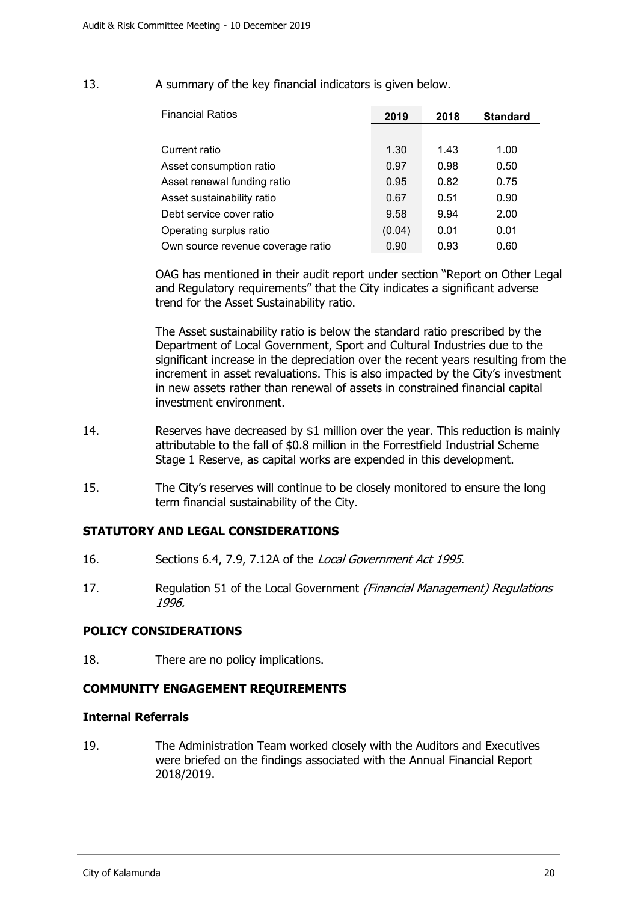13. A summary of the key financial indicators is given below.

| Financial Ratios | 2019 | 2018 | Standard |
|---|---|---|---|
| Current ratio | 1.30 | 1.43 | 1.00 |
| Asset consumption ratio | 0.97 | 0.98 | 0.50 |
| Asset renewal funding ratio | 0.95 | 0.82 | 0.75 |
| Asset sustainability ratio | 0.67 | 0.51 | 0.90 |
| Debt service cover ratio | 9.58 | 9.94 | 2.00 |
| Operating surplus ratio | (0.04) | 0.01 | 0.01 |
| Own source revenue coverage ratio | 0.90 | 0.93 | 0.60 |

OAG has mentioned in their audit report under section "Report on Other Legal and Regulatory requirements" that the City indicates a significant adverse trend for the Asset Sustainability ratio.

The Asset sustainability ratio is below the standard ratio prescribed by the Department of Local Government, Sport and Cultural Industries due to the significant increase in the depreciation over the recent years resulting from the increment in asset revaluations. This is also impacted by the City's investment in new assets rather than renewal of assets in constrained financial capital investment environment.

14. Reserves have decreased by $1 million over the year. This reduction is mainly attributable to the fall of $0.8 million in the Forrestfield Industrial Scheme Stage 1 Reserve, as capital works are expended in this development.

15. The City's reserves will continue to be closely monitored to ensure the long term financial sustainability of the City.

## STATUTORY AND LEGAL CONSIDERATIONS

16. Sections 6.4, 7.9, 7.12A of the *Local Government Act 1995*.

17. Regulation 51 of the Local Government *(Financial Management) Regulations 1996.*

## POLICY CONSIDERATIONS

18. There are no policy implications.

## COMMUNITY ENGAGEMENT REQUIREMENTS

### Internal Referrals

19. The Administration Team worked closely with the Auditors and Executives were briefed on the findings associated with the Annual Financial Report 2018/2019.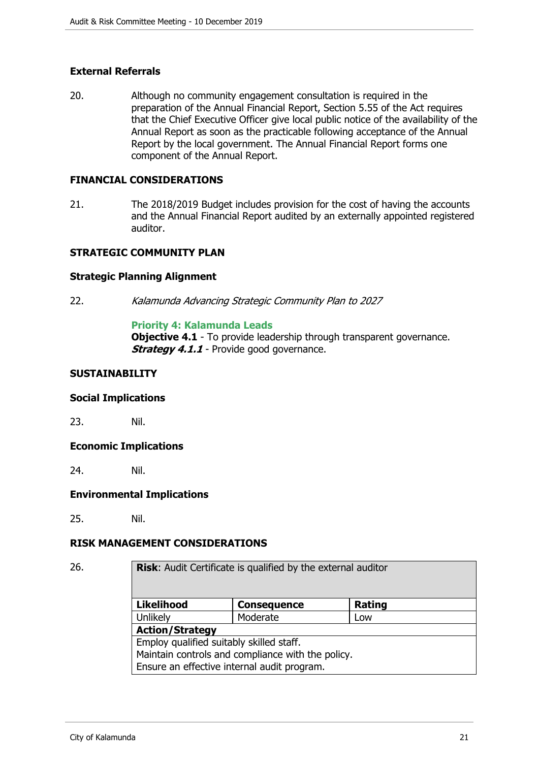**External Referrals**

20. Although no community engagement consultation is required in the preparation of the Annual Financial Report, Section 5.55 of the Act requires that the Chief Executive Officer give local public notice of the availability of the Annual Report as soon as the practicable following acceptance of the Annual Report by the local government. The Annual Financial Report forms one component of the Annual Report.

## FINANCIAL CONSIDERATIONS

21. The 2018/2019 Budget includes provision for the cost of having the accounts and the Annual Financial Report audited by an externally appointed registered auditor.

## STRATEGIC COMMUNITY PLAN

**Strategic Planning Alignment**

22. *Kalamunda Advancing Strategic Community Plan to 2027*

**Priority 4: Kalamunda Leads**
**Objective 4.1** - To provide leadership through transparent governance.
***Strategy 4.1.1*** - Provide good governance.

## SUSTAINABILITY

**Social Implications**

23. Nil.

**Economic Implications**

24. Nil.

**Environmental Implications**

25. Nil.

## RISK MANAGEMENT CONSIDERATIONS

26.

| **Risk**: Audit Certificate is qualified by the external auditor | | |
|---|---|---|
| **Likelihood** | **Consequence** | **Rating** |
| Unlikely | Moderate | Low |
| **Action/Strategy** | | |
| Employ qualified suitably skilled staff.<br>Maintain controls and compliance with the policy.<br>Ensure an effective internal audit program. | | |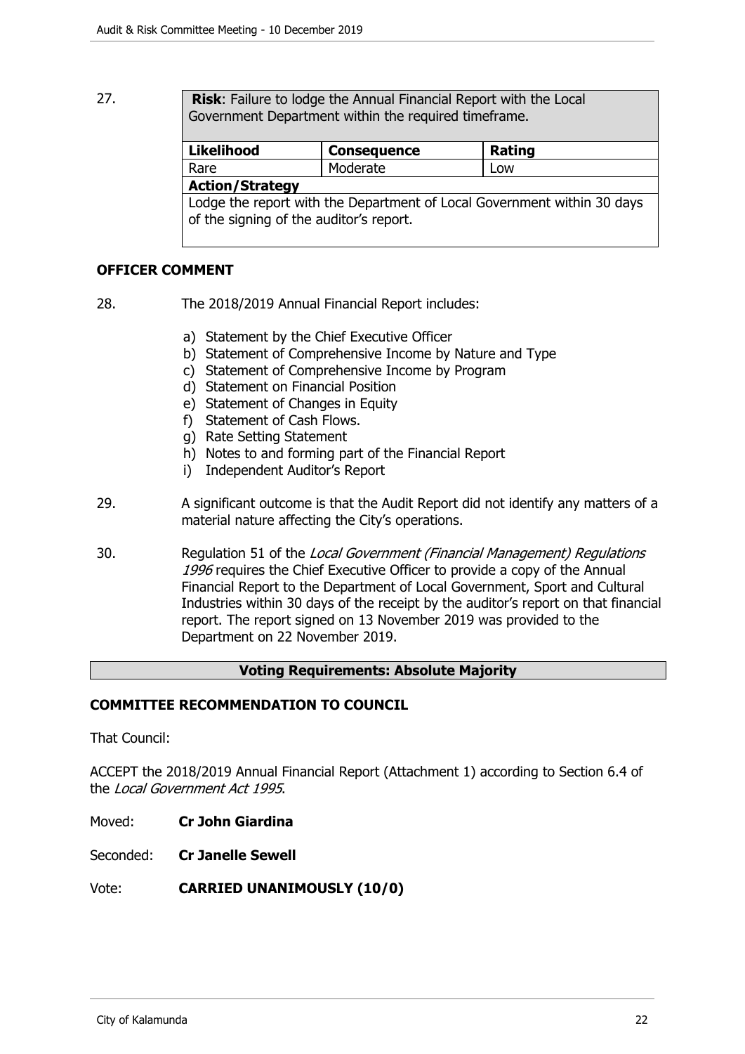27.

| **Risk**: Failure to lodge the Annual Financial Report with the Local Government Department within the required timeframe. | | |
|---|---|---|
| **Likelihood** | **Consequence** | **Rating** |
| Rare | Moderate | Low |
| **Action/Strategy** | | |
| Lodge the report with the Department of Local Government within 30 days of the signing of the auditor's report. | | |

**OFFICER COMMENT**

28. The 2018/2019 Annual Financial Report includes:

a) Statement by the Chief Executive Officer
b) Statement of Comprehensive Income by Nature and Type
c) Statement of Comprehensive Income by Program
d) Statement on Financial Position
e) Statement of Changes in Equity
f) Statement of Cash Flows.
g) Rate Setting Statement
h) Notes to and forming part of the Financial Report
i) Independent Auditor's Report

29. A significant outcome is that the Audit Report did not identify any matters of a material nature affecting the City's operations.

30. Regulation 51 of the *Local Government (Financial Management) Regulations 1996* requires the Chief Executive Officer to provide a copy of the Annual Financial Report to the Department of Local Government, Sport and Cultural Industries within 30 days of the receipt by the auditor's report on that financial report. The report signed on 13 November 2019 was provided to the Department on 22 November 2019.

**Voting Requirements: Absolute Majority**

**COMMITTEE RECOMMENDATION TO COUNCIL**

That Council:

ACCEPT the 2018/2019 Annual Financial Report (Attachment 1) according to Section 6.4 of the *Local Government Act 1995*.

Moved: **Cr John Giardina**

Seconded: **Cr Janelle Sewell**

Vote: **CARRIED UNANIMOUSLY (10/0)**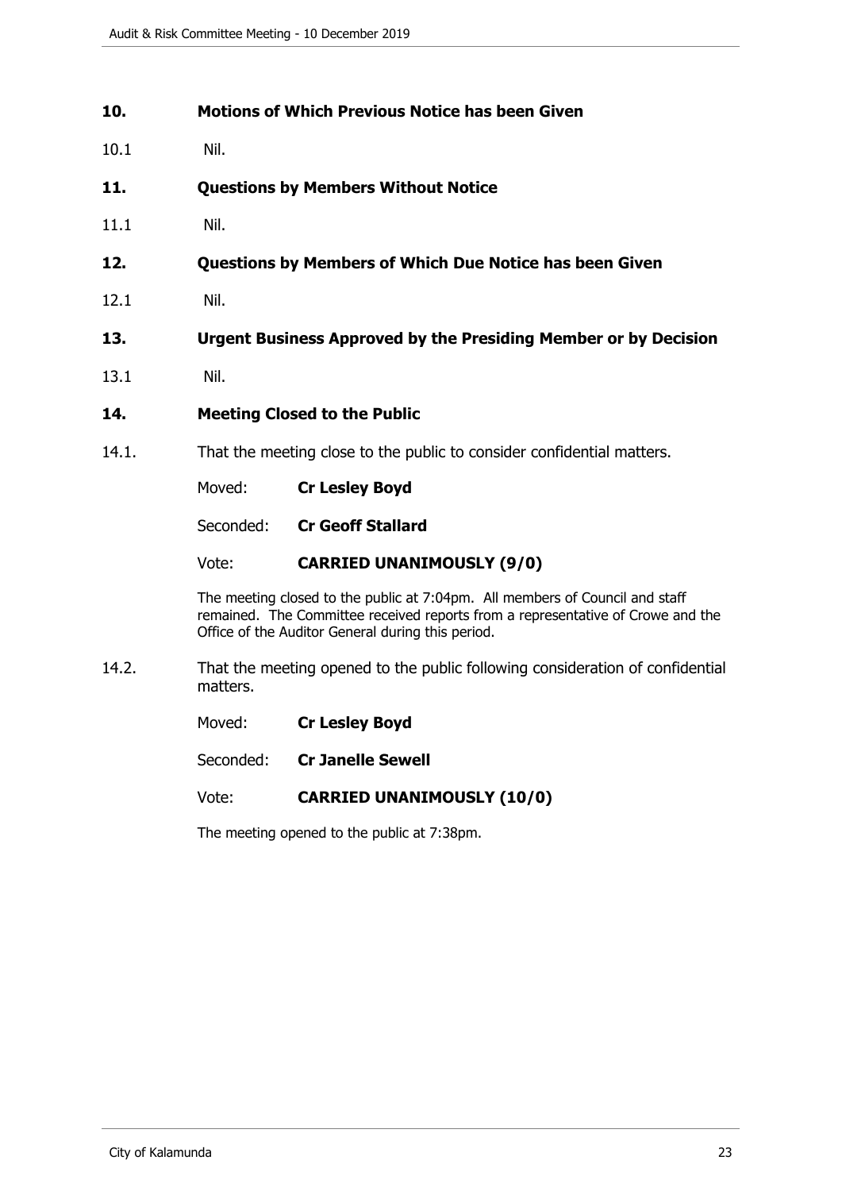## 10. Motions of Which Previous Notice has been Given

10.1 Nil.

## 11. Questions by Members Without Notice

11.1 Nil.

## 12. Questions by Members of Which Due Notice has been Given

12.1 Nil.

## 13. Urgent Business Approved by the Presiding Member or by Decision

13.1 Nil.

## 14. Meeting Closed to the Public

14.1. That the meeting close to the public to consider confidential matters.

Moved: **Cr Lesley Boyd**

Seconded: **Cr Geoff Stallard**

Vote: **CARRIED UNANIMOUSLY (9/0)**

The meeting closed to the public at 7:04pm. All members of Council and staff remained. The Committee received reports from a representative of Crowe and the Office of the Auditor General during this period.

14.2. That the meeting opened to the public following consideration of confidential matters.

Moved: **Cr Lesley Boyd**

Seconded: **Cr Janelle Sewell**

Vote: **CARRIED UNANIMOUSLY (10/0)**

The meeting opened to the public at 7:38pm.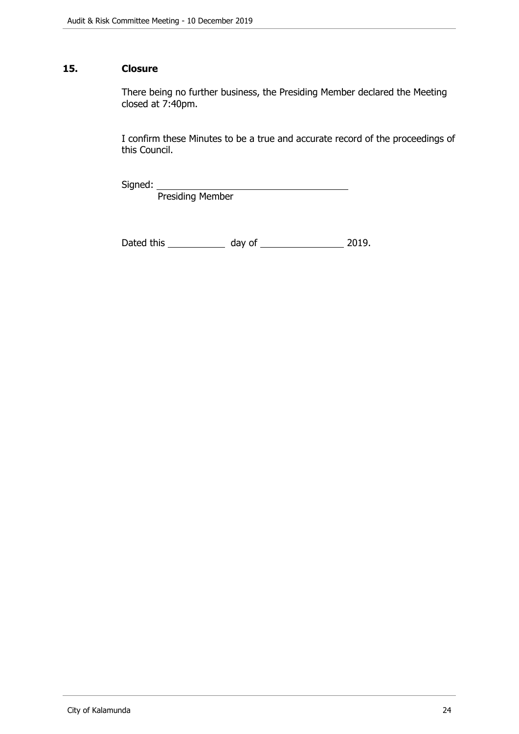## 15. Closure

There being no further business, the Presiding Member declared the Meeting closed at 7:40pm.

I confirm these Minutes to be a true and accurate record of the proceedings of this Council.

Signed: ______________________________
Presiding Member

Dated this __________ day of ______________ 2019.